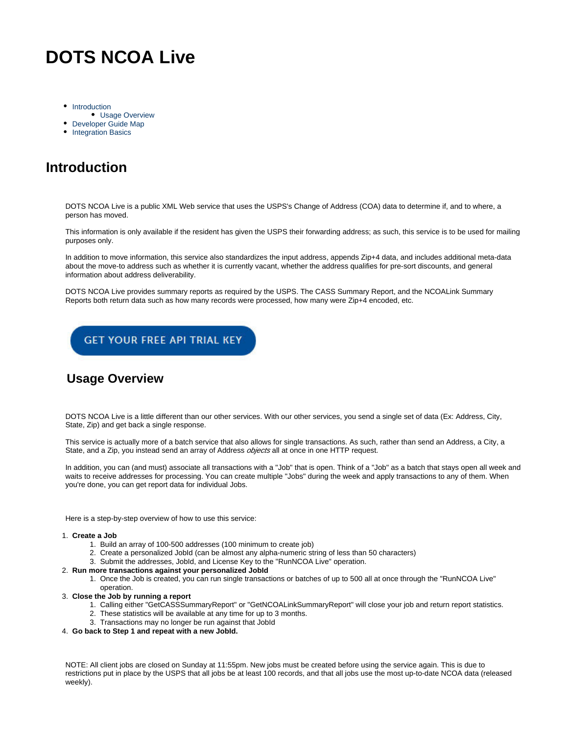# DOTS NCOA Live

- Introduction
  - Usage Overview
- Developer Guide Map
- Integration Basics

## Introduction

DOTS NCOA Live is a public XML Web service that uses the USPS's Change of Address (COA) data to determine if, and to where, a person has moved.

This information is only available if the resident has given the USPS their forwarding address; as such, this service is to be used for mailing purposes only.

In addition to move information, this service also standardizes the input address, appends Zip+4 data, and includes additional meta-data about the move-to address such as whether it is currently vacant, whether the address qualifies for pre-sort discounts, and general information about address deliverability.

DOTS NCOA Live provides summary reports as required by the USPS. The CASS Summary Report, and the NCOALink Summary Reports both return data such as how many records were processed, how many were Zip+4 encoded, etc.

GET YOUR FREE API TRIAL KEY

### Usage Overview

DOTS NCOA Live is a little different than our other services. With our other services, you send a single set of data (Ex: Address, City, State, Zip) and get back a single response.

This service is actually more of a batch service that also allows for single transactions. As such, rather than send an Address, a City, a State, and a Zip, you instead send an array of Address *objects* all at once in one HTTP request.

In addition, you can (and must) associate all transactions with a "Job" that is open. Think of a "Job" as a batch that stays open all week and waits to receive addresses for processing. You can create multiple "Jobs" during the week and apply transactions to any of them. When you're done, you can get report data for individual Jobs.

Here is a step-by-step overview of how to use this service:

1. **Create a Job**
   1. Build an array of 100-500 addresses (100 minimum to create job)
   2. Create a personalized JobId (can be almost any alpha-numeric string of less than 50 characters)
   3. Submit the addresses, JobId, and License Key to the "RunNCOA Live" operation.
2. **Run more transactions against your personalized JobId**
   1. Once the Job is created, you can run single transactions or batches of up to 500 all at once through the "RunNCOA Live" operation.
3. **Close the Job by running a report**
   1. Calling either "GetCASSSummaryReport" or "GetNCOALinkSummaryReport" will close your job and return report statistics.
   2. These statistics will be available at any time for up to 3 months.
   3. Transactions may no longer be run against that JobId
4. **Go back to Step 1 and repeat with a new JobId.**

NOTE: All client jobs are closed on Sunday at 11:55pm. New jobs must be created before using the service again. This is due to restrictions put in place by the USPS that all jobs be at least 100 records, and that all jobs use the most up-to-date NCOA data (released weekly).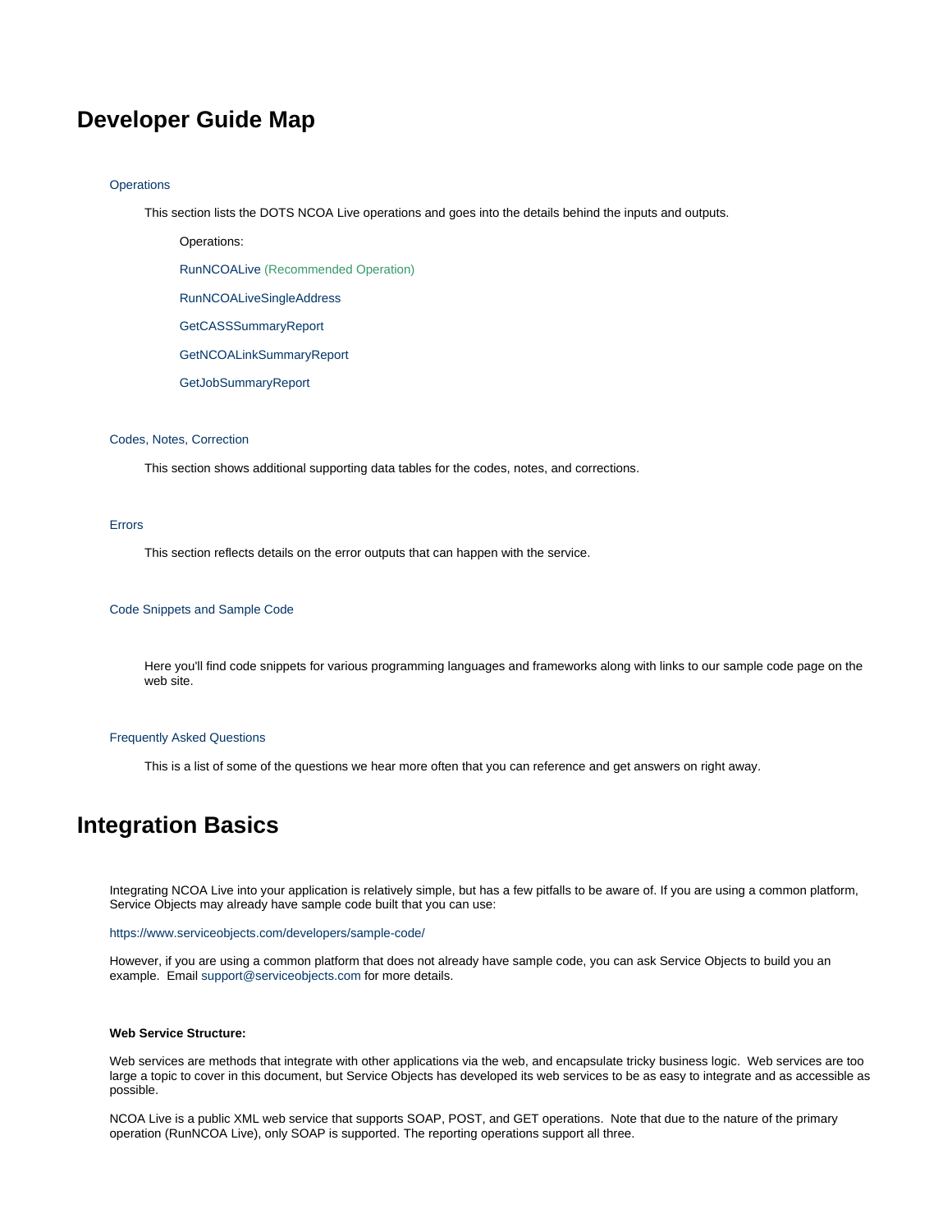# Developer Guide Map

Operations

This section lists the DOTS NCOA Live operations and goes into the details behind the inputs and outputs.

Operations:

RunNCOALive (Recommended Operation)

RunNCOALiveSingleAddress

GetCASSSummaryReport

GetNCOALinkSummaryReport

GetJobSummaryReport

Codes, Notes, Correction

This section shows additional supporting data tables for the codes, notes, and corrections.

Errors

This section reflects details on the error outputs that can happen with the service.

Code Snippets and Sample Code

Here you'll find code snippets for various programming languages and frameworks along with links to our sample code page on the web site.

Frequently Asked Questions

This is a list of some of the questions we hear more often that you can reference and get answers on right away.

# Integration Basics

Integrating NCOA Live into your application is relatively simple, but has a few pitfalls to be aware of. If you are using a common platform, Service Objects may already have sample code built that you can use:

https://www.serviceobjects.com/developers/sample-code/

However, if you are using a common platform that does not already have sample code, you can ask Service Objects to build you an example. Email support@serviceobjects.com for more details.

**Web Service Structure:**

Web services are methods that integrate with other applications via the web, and encapsulate tricky business logic. Web services are too large a topic to cover in this document, but Service Objects has developed its web services to be as easy to integrate and as accessible as possible.

NCOA Live is a public XML web service that supports SOAP, POST, and GET operations. Note that due to the nature of the primary operation (RunNCOA Live), only SOAP is supported. The reporting operations support all three.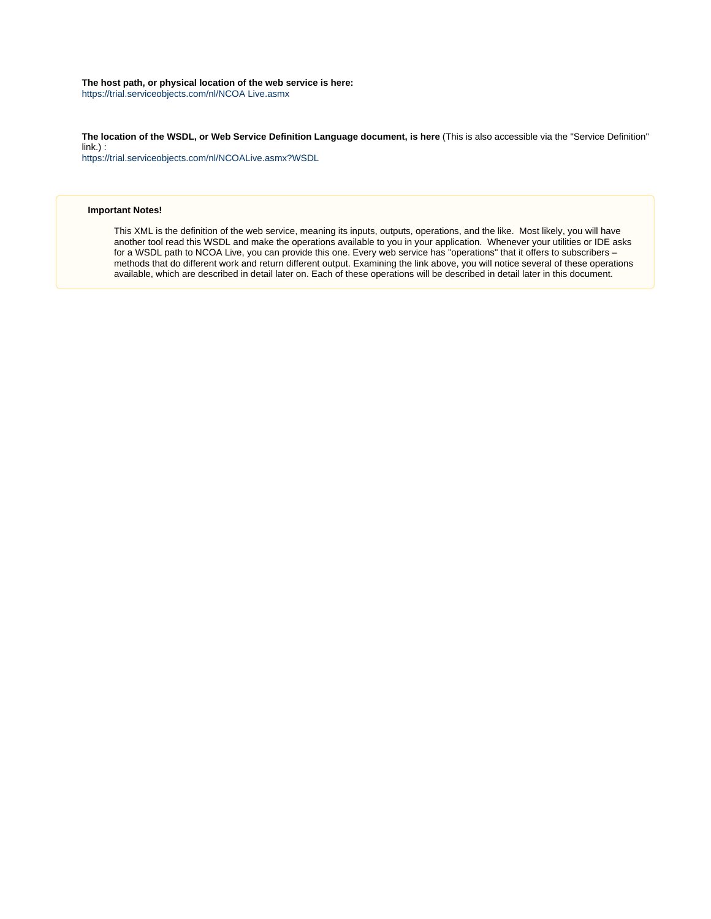**The host path, or physical location of the web service is here:**
https://trial.serviceobjects.com/nl/NCOA Live.asmx

**The location of the WSDL, or Web Service Definition Language document, is here** (This is also accessible via the "Service Definition" link.) :
https://trial.serviceobjects.com/nl/NCOALive.asmx?WSDL

**Important Notes!**

This XML is the definition of the web service, meaning its inputs, outputs, operations, and the like. Most likely, you will have another tool read this WSDL and make the operations available to you in your application. Whenever your utilities or IDE asks for a WSDL path to NCOA Live, you can provide this one. Every web service has "operations" that it offers to subscribers – methods that do different work and return different output. Examining the link above, you will notice several of these operations available, which are described in detail later on. Each of these operations will be described in detail later in this document.